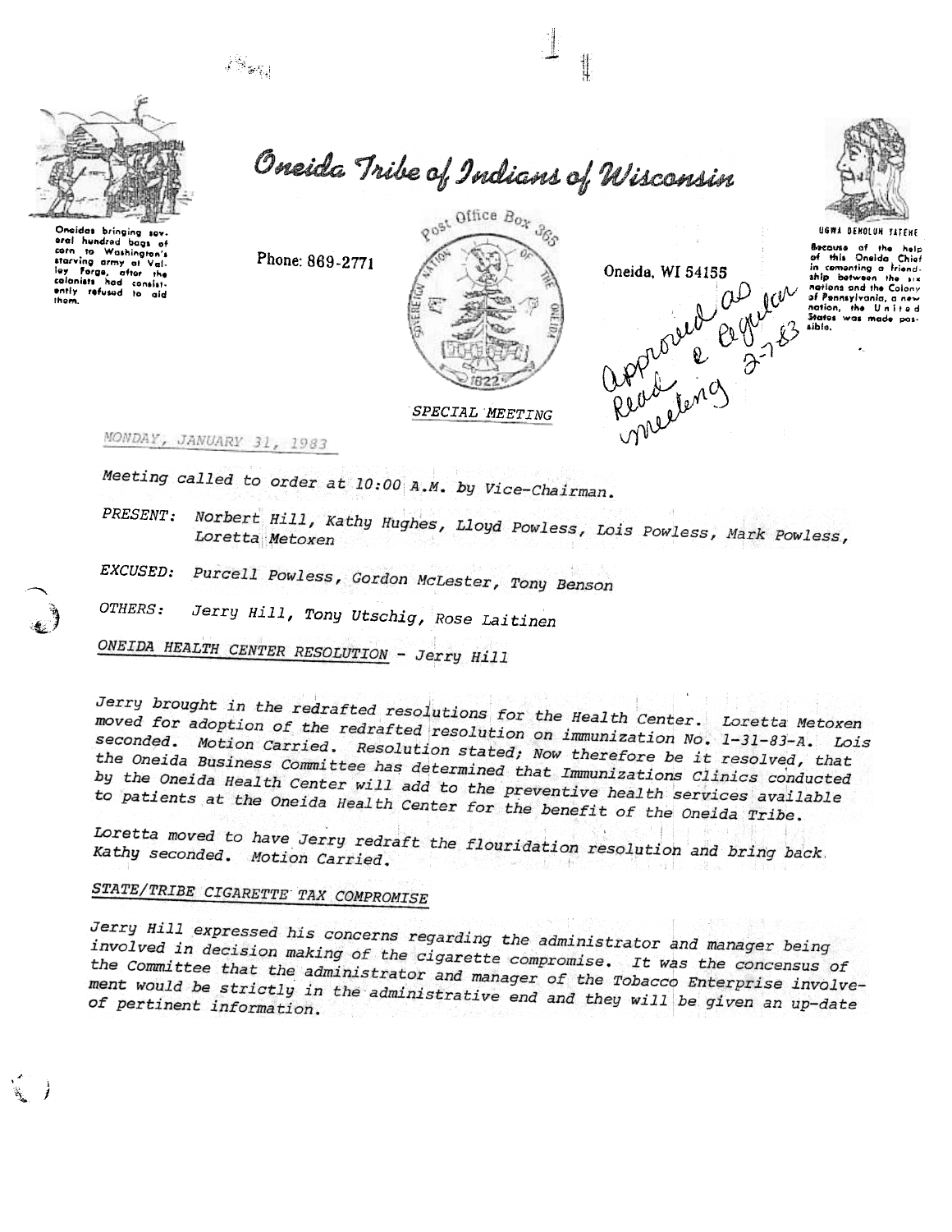Oneidas bringing several hundred bags of corn to Washington's starving army at Valley Forge, after the colonists had consistently refused to aid them.

# Oneida Tribe of Indians of Wisconsin

Phone: 869-2771

Post Office Box 365

Oneida, WI 54155

UGWA DEHOLUN YATEHE

Because of the help of this Oneida Chief in cementing a friendship between the six nations and the Colony of Pennsylvania, a new nation, the United States was made possible.

*approved as Read @ Regular meeting 2-7-83*

## SPECIAL MEETING

*MONDAY, JANUARY 31, 1983*

*Meeting called to order at 10:00 A.M. by Vice-Chairman.*

*PRESENT:* *Norbert Hill, Kathy Hughes, Lloyd Powless, Lois Powless, Mark Powless, Loretta Metoxen*

*EXCUSED:* *Purcell Powless, Gordon McLester, Tony Benson*

*OTHERS:* *Jerry Hill, Tony Utschig, Rose Laitinen*

*ONEIDA HEALTH CENTER RESOLUTION - Jerry Hill*

*Jerry brought in the redrafted resolutions for the Health Center. Loretta Metoxen moved for adoption of the redrafted resolution on immunization No. 1-31-83-A. Lois seconded. Motion Carried. Resolution stated; Now therefore be it resolved, that the Oneida Business Committee has determined that Immunizations Clinics conducted by the Oneida Health Center will add to the preventive health services available to patients at the Oneida Health Center for the benefit of the Oneida Tribe.*

*Loretta moved to have Jerry redraft the flouridation resolution and bring back. Kathy seconded. Motion Carried.*

*STATE/TRIBE CIGARETTE TAX COMPROMISE*

*Jerry Hill expressed his concerns regarding the administrator and manager being involved in decision making of the cigarette compromise. It was the concensus of the Committee that the administrator and manager of the Tobacco Enterprise involvement would be strictly in the administrative end and they will be given an up-date of pertinent information.*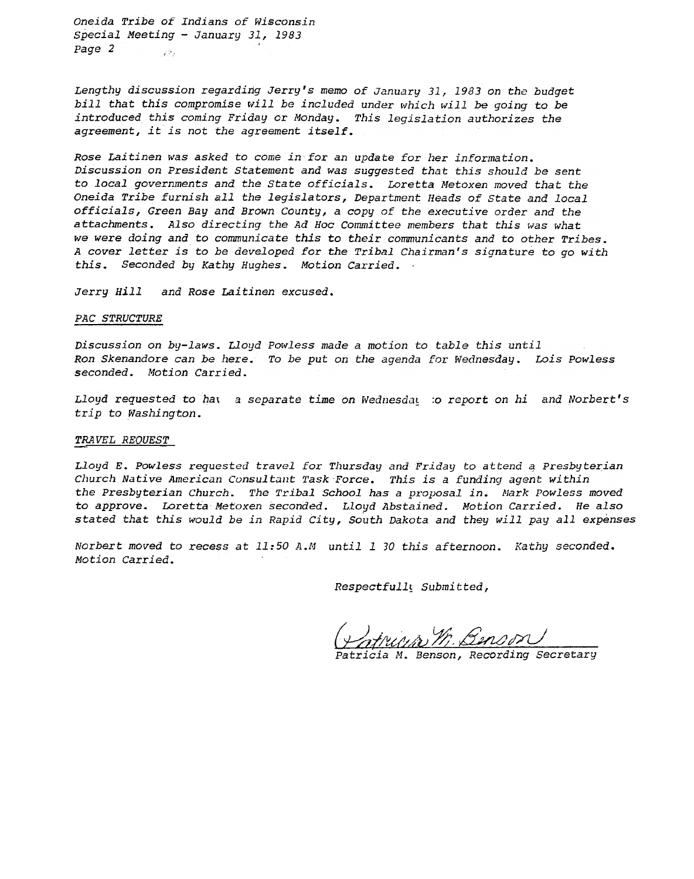Lengthy discussion regarding Jerry's memo of January 31, 1983 on the budget bill that this compromise will be included under which will be going to be introduced this coming Friday or Monday. This legislation authorizes the agreement, it is not the agreement itself.

Rose Laitinen was asked to come in for an update for her information. Discussion on President Statement and was suggested that this should be sent to local governments and the State officials. Loretta Metoxen moved that the Oneida Tribe furnish all the legislators, Department Heads of State and local officials, Green Bay and Brown County, a copy of the executive order and the attachments. Also directing the Ad Hoc Committee members that this was what we were doing and to communicate this to their communicants and to other Tribes. A cover letter is to be developed for the Tribal Chairman's signature to go with this. Seconded by Kathy Hughes. Motion Carried.

Jerry Hill and Rose Laitinen excused.

## PAC STRUCTURE

Discussion on by-laws. Lloyd Powless made a motion to table this until Ron Skenandore can be here. To be put on the agenda for Wednesday. Lois Powless seconded. Motion Carried.

Lloyd requested to hav a separate time on Wednesday :o report on hi and Norbert's trip to Washington.

## TRAVEL REQUEST

Lloyd E. Powless requested travel for Thursday and Friday to attend a Presbyterian Church Native American Consultant Task Force. This is a funding agent within the Presbyterian Church. The Tribal School has a proposal in. Mark Powless moved to approve. Loretta Metoxen seconded. Lloyd Abstained. Motion Carried. He also stated that this would be in Rapid City, South Dakota and they will pay all expenses

Norbert moved to recess at 11:50 A.M until 1 30 this afternoon. Kathy seconded. Motion Carried.

Respectfully Submitted,

Patricia M. Benson

Patricia M. Benson, Recording Secretary